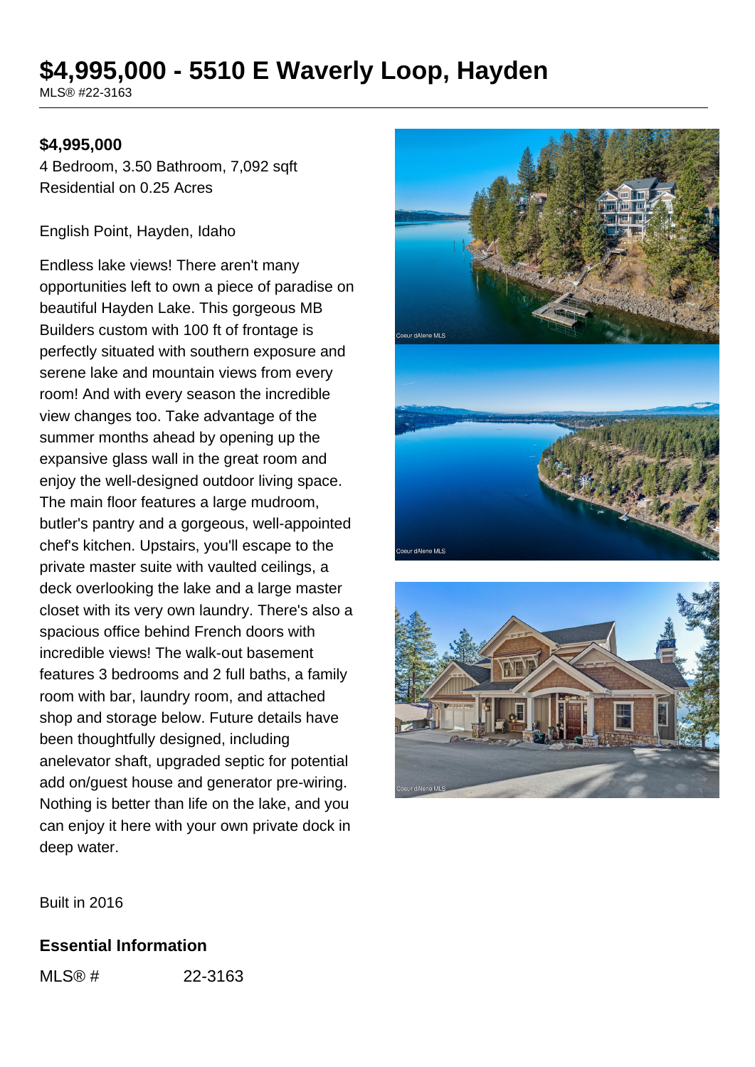# $4,995,000 - 5510 E Waverly Loop, Hayden

MLS® #22-3163

**$4,995,000**

4 Bedroom, 3.50 Bathroom, 7,092 sqft

Residential on 0.25 Acres

English Point, Hayden, Idaho

Endless lake views! There aren't many opportunities left to own a piece of paradise on beautiful Hayden Lake. This gorgeous MB Builders custom with 100 ft of frontage is perfectly situated with southern exposure and serene lake and mountain views from every room! And with every season the incredible view changes too. Take advantage of the summer months ahead by opening up the expansive glass wall in the great room and enjoy the well-designed outdoor living space. The main floor features a large mudroom, butler's pantry and a gorgeous, well-appointed chef's kitchen. Upstairs, you'll escape to the private master suite with vaulted ceilings, a deck overlooking the lake and a large master closet with its very own laundry. There's also a spacious office behind French doors with incredible views! The walk-out basement features 3 bedrooms and 2 full baths, a family room with bar, laundry room, and attached shop and storage below. Future details have been thoughtfully designed, including anelevator shaft, upgraded septic for potential add on/guest house and generator pre-wiring. Nothing is better than life on the lake, and you can enjoy it here with your own private dock in deep water.

Built in 2016

## Essential Information

| | |
|---|---|
| MLS® # | 22-3163 |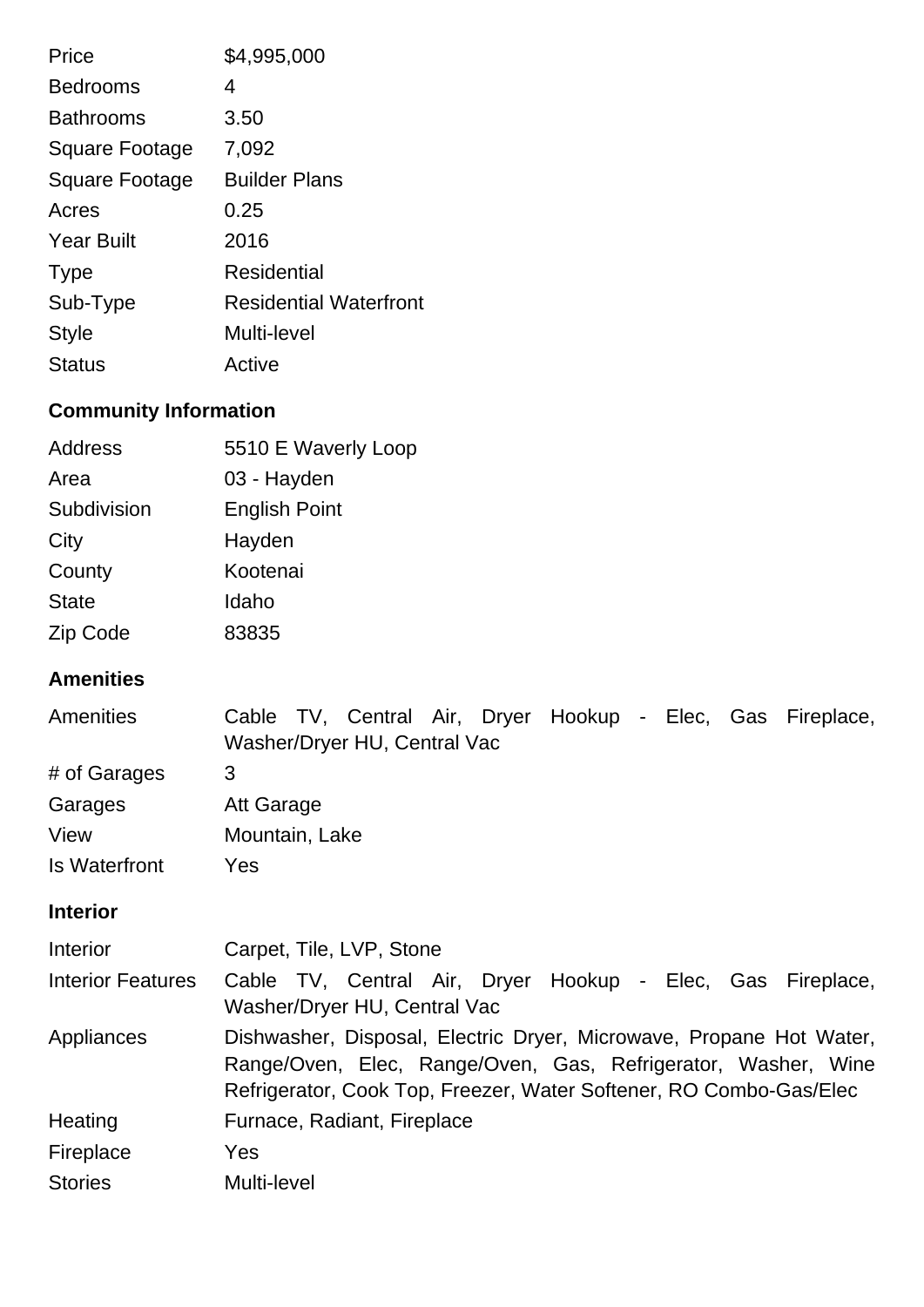| | |
|---|---|
| Price | $4,995,000 |
| Bedrooms | 4 |
| Bathrooms | 3.50 |
| Square Footage | 7,092 |
| Square Footage | Builder Plans |
| Acres | 0.25 |
| Year Built | 2016 |
| Type | Residential |
| Sub-Type | Residential Waterfront |
| Style | Multi-level |
| Status | Active |

## Community Information

| | |
|---|---|
| Address | 5510 E Waverly Loop |
| Area | 03 - Hayden |
| Subdivision | English Point |
| City | Hayden |
| County | Kootenai |
| State | Idaho |
| Zip Code | 83835 |

## Amenities

| | |
|---|---|
| Amenities | Cable TV, Central Air, Dryer Hookup - Elec, Gas Fireplace, Washer/Dryer HU, Central Vac |
| # of Garages | 3 |
| Garages | Att Garage |
| View | Mountain, Lake |
| Is Waterfront | Yes |

## Interior

| | |
|---|---|
| Interior | Carpet, Tile, LVP, Stone |
| Interior Features | Cable TV, Central Air, Dryer Hookup - Elec, Gas Fireplace, Washer/Dryer HU, Central Vac |
| Appliances | Dishwasher, Disposal, Electric Dryer, Microwave, Propane Hot Water, Range/Oven, Elec, Range/Oven, Gas, Refrigerator, Washer, Wine Refrigerator, Cook Top, Freezer, Water Softener, RO Combo-Gas/Elec |
| Heating | Furnace, Radiant, Fireplace |
| Fireplace | Yes |
| Stories | Multi-level |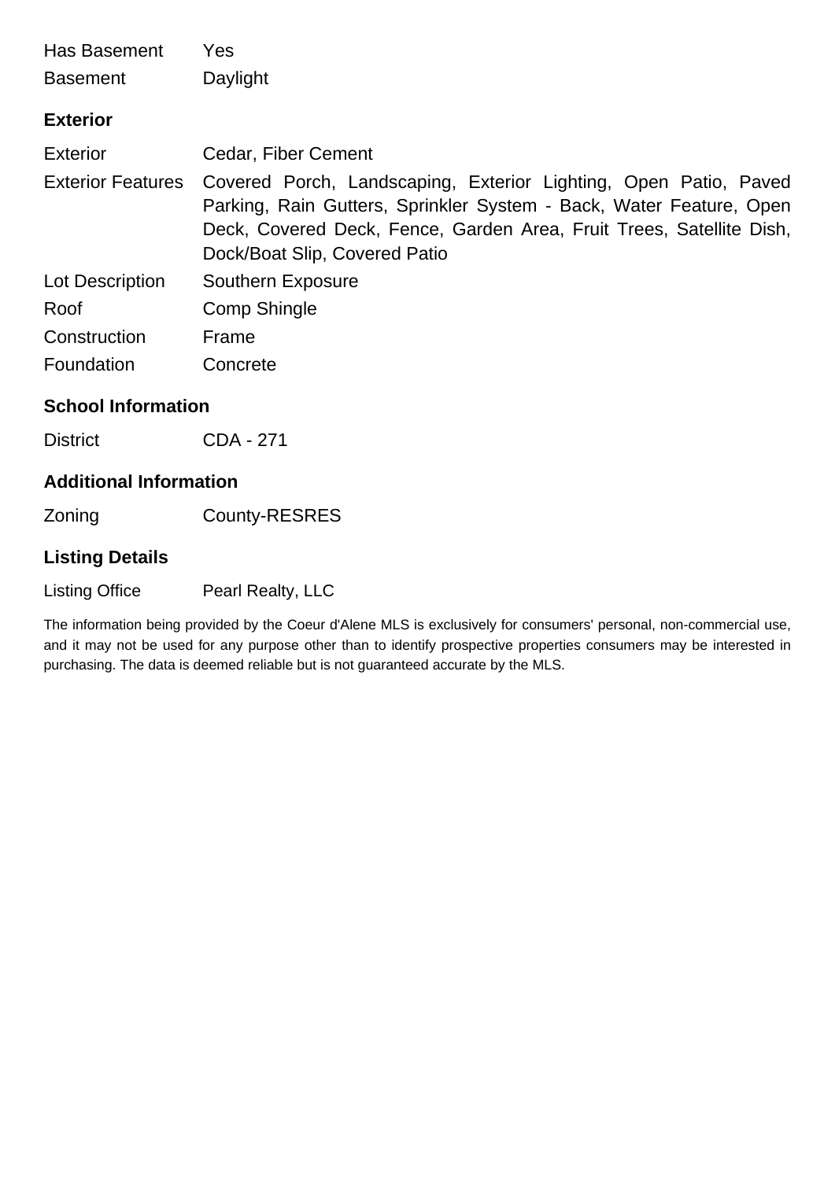| | |
|---|---|
| Has Basement | Yes |
| Basement | Daylight |

### Exterior

| | |
|---|---|
| Exterior | Cedar, Fiber Cement |
| Exterior Features | Covered Porch, Landscaping, Exterior Lighting, Open Patio, Paved Parking, Rain Gutters, Sprinkler System - Back, Water Feature, Open Deck, Covered Deck, Fence, Garden Area, Fruit Trees, Satellite Dish, Dock/Boat Slip, Covered Patio |
| Lot Description | Southern Exposure |
| Roof | Comp Shingle |
| Construction | Frame |
| Foundation | Concrete |

### School Information

| | |
|---|---|
| District | CDA - 271 |

### Additional Information

| | |
|---|---|
| Zoning | County-RESRES |

### Listing Details

| | |
|---|---|
| Listing Office | Pearl Realty, LLC |

The information being provided by the Coeur d'Alene MLS is exclusively for consumers' personal, non-commercial use, and it may not be used for any purpose other than to identify prospective properties consumers may be interested in purchasing. The data is deemed reliable but is not guaranteed accurate by the MLS.